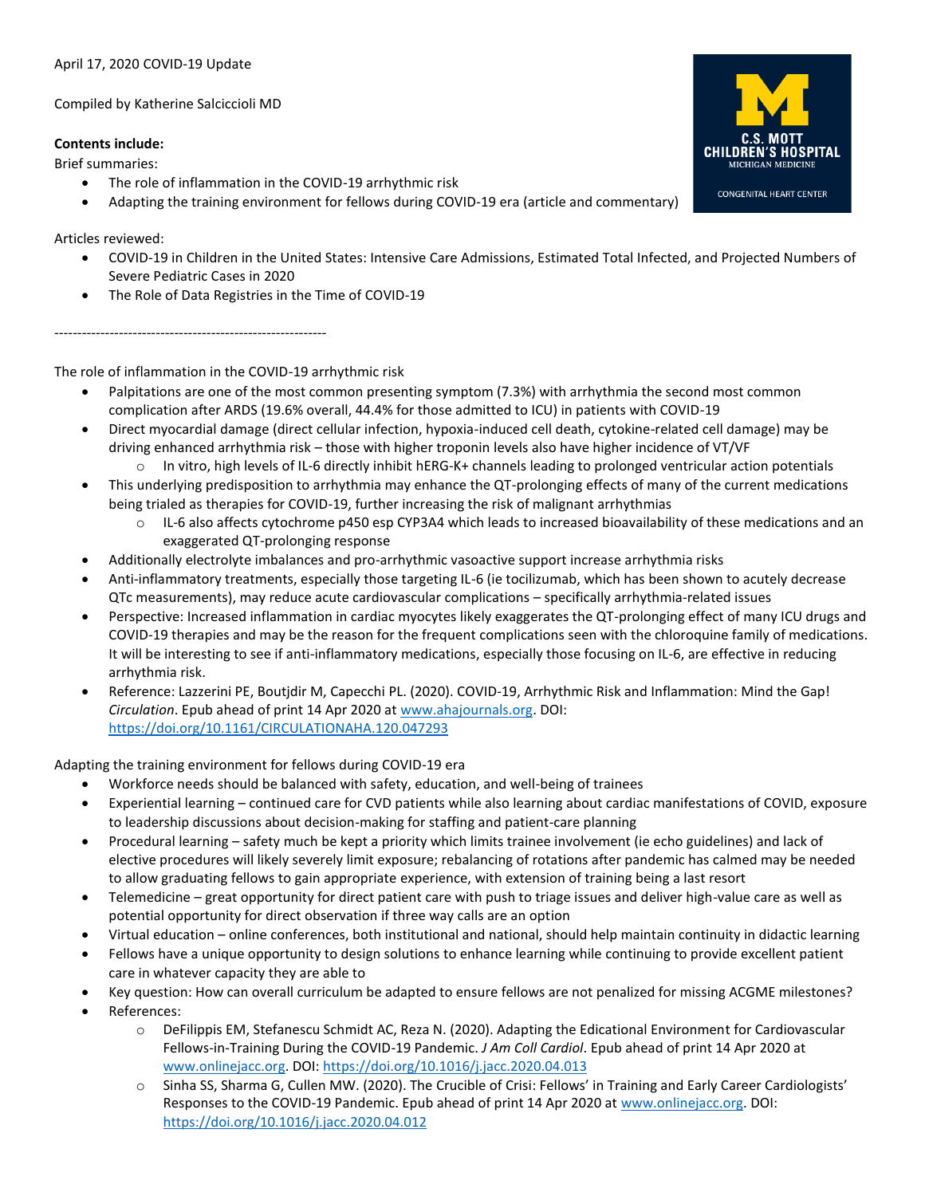April 17, 2020 COVID-19 Update

Compiled by Katherine Salcciccioli MD

**Contents include:**

Brief summaries:

- The role of inflammation in the COVID-19 arrhythmic risk
- Adapting the training environment for fellows during COVID-19 era (article and commentary)

Articles reviewed:

- COVID-19 in Children in the United States: Intensive Care Admissions, Estimated Total Infected, and Projected Numbers of Severe Pediatric Cases in 2020
- The Role of Data Registries in the Time of COVID-19

------------------------------------------------------------

The role of inflammation in the COVID-19 arrhythmic risk

- Palpitations are one of the most common presenting symptom (7.3%) with arrhythmia the second most common complication after ARDS (19.6% overall, 44.4% for those admitted to ICU) in patients with COVID-19
- Direct myocardial damage (direct cellular infection, hypoxia-induced cell death, cytokine-related cell damage) may be driving enhanced arrhythmia risk – those with higher troponin levels also have higher incidence of VT/VF
    - In vitro, high levels of IL-6 directly inhibit hERG-K+ channels leading to prolonged ventricular action potentials
- This underlying predisposition to arrhythmia may enhance the QT-prolonging effects of many of the current medications being trialed as therapies for COVID-19, further increasing the risk of malignant arrhythmias
    - IL-6 also affects cytochrome p450 esp CYP3A4 which leads to increased bioavailability of these medications and an exaggerated QT-prolonging response
- Additionally electrolyte imbalances and pro-arrhythmic vasoactive support increase arrhythmia risks
- Anti-inflammatory treatments, especially those targeting IL-6 (ie tocilizumab, which has been shown to acutely decrease QTc measurements), may reduce acute cardiovascular complications – specifically arrhythmia-related issues
- Perspective: Increased inflammation in cardiac myocytes likely exaggerates the QT-prolonging effect of many ICU drugs and COVID-19 therapies and may be the reason for the frequent complications seen with the chloroquine family of medications. It will be interesting to see if anti-inflammatory medications, especially those focusing on IL-6, are effective in reducing arrhythmia risk.
- Reference: Lazzerini PE, Boutjdir M, Capecchi PL. (2020). COVID-19, Arrhythmic Risk and Inflammation: Mind the Gap! *Circulation*. Epub ahead of print 14 Apr 2020 at www.ahajournals.org. DOI: https://doi.org/10.1161/CIRCULATIONAHA.120.047293

Adapting the training environment for fellows during COVID-19 era

- Workforce needs should be balanced with safety, education, and well-being of trainees
- Experiential learning – continued care for CVD patients while also learning about cardiac manifestations of COVID, exposure to leadership discussions about decision-making for staffing and patient-care planning
- Procedural learning – safety much be kept a priority which limits trainee involvement (ie echo guidelines) and lack of elective procedures will likely severely limit exposure; rebalancing of rotations after pandemic has calmed may be needed to allow graduating fellows to gain appropriate experience, with extension of training being a last resort
- Telemedicine – great opportunity for direct patient care with push to triage issues and deliver high-value care as well as potential opportunity for direct observation if three way calls are an option
- Virtual education – online conferences, both institutional and national, should help maintain continuity in didactic learning
- Fellows have a unique opportunity to design solutions to enhance learning while continuing to provide excellent patient care in whatever capacity they are able to
- Key question: How can overall curriculum be adapted to ensure fellows are not penalized for missing ACGME milestones?
- References:
    - DeFilippis EM, Stefanescu Schmidt AC, Reza N. (2020). Adapting the Edicational Environment for Cardiovascular Fellows-in-Training During the COVID-19 Pandemic. *J Am Coll Cardiol*. Epub ahead of print 14 Apr 2020 at www.onlinejacc.org. DOI: https://doi.org/10.1016/j.jacc.2020.04.013
    - Sinha SS, Sharma G, Cullen MW. (2020). The Crucible of Crisi: Fellows' in Training and Early Career Cardiologists' Responses to the COVID-19 Pandemic. Epub ahead of print 14 Apr 2020 at www.onlinejacc.org. DOI: https://doi.org/10.1016/j.jacc.2020.04.012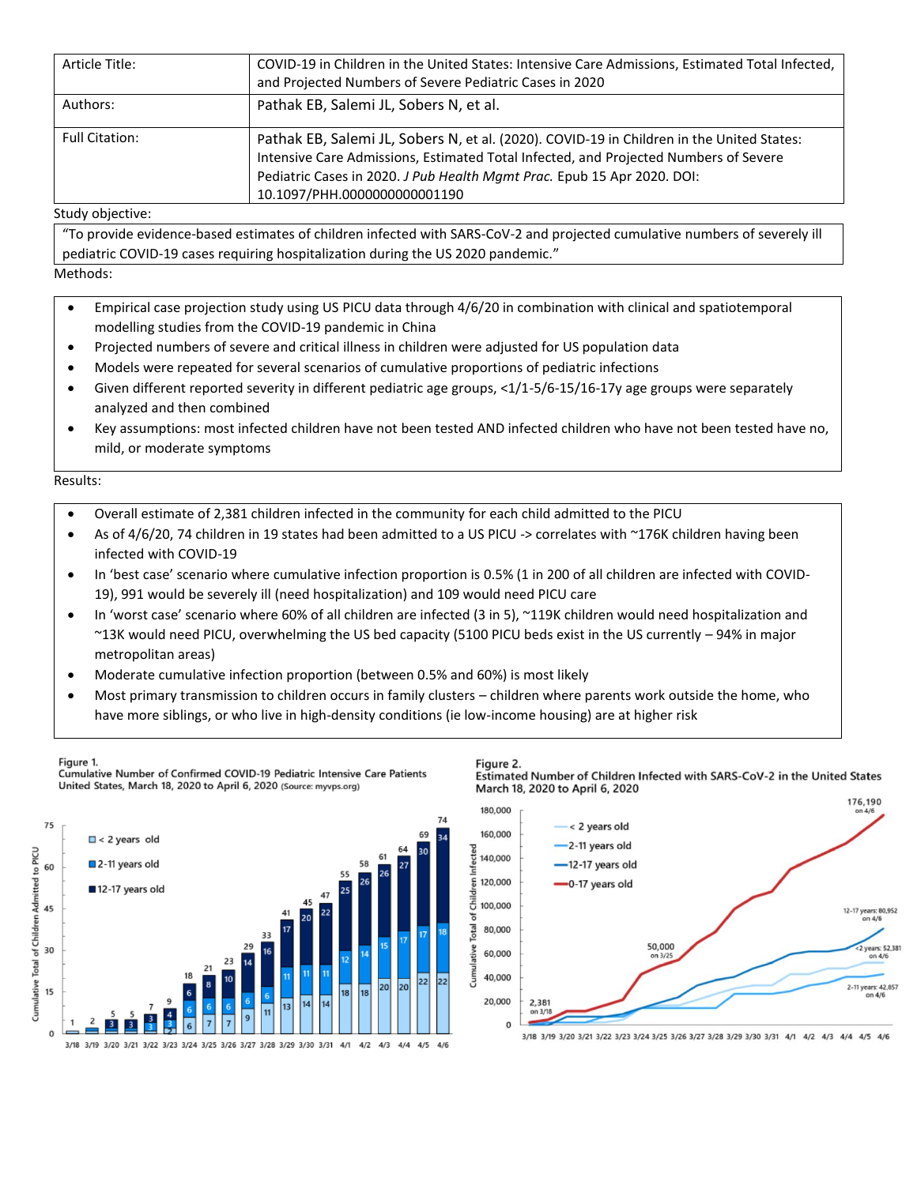| Article Title: | COVID-19 in Children in the United States: Intensive Care Admissions, Estimated Total Infected, and Projected Numbers of Severe Pediatric Cases in 2020 |
| --- | --- |
| Authors: | Pathak EB, Salemi JL, Sobers N, et al. |
| Full Citation: | Pathak EB, Salemi JL, Sobers N, et al. (2020). COVID-19 in Children in the United States: Intensive Care Admissions, Estimated Total Infected, and Projected Numbers of Severe Pediatric Cases in 2020. *J Pub Health Mgmt Prac.* Epub 15 Apr 2020. DOI: 10.1097/PHH.0000000000001190 |

Study objective:

"To provide evidence-based estimates of children infected with SARS-CoV-2 and projected cumulative numbers of severely ill pediatric COVID-19 cases requiring hospitalization during the US 2020 pandemic."

Methods:

- Empirical case projection study using US PICU data through 4/6/20 in combination with clinical and spatiotemporal modelling studies from the COVID-19 pandemic in China
- Projected numbers of severe and critical illness in children were adjusted for US population data
- Models were repeated for several scenarios of cumulative proportions of pediatric infections
- Given different reported severity in different pediatric age groups, <1/1-5/6-15/16-17y age groups were separately analyzed and then combined
- Key assumptions: most infected children have not been tested AND infected children who have not been tested have no, mild, or moderate symptoms

Results:

- Overall estimate of 2,381 children infected in the community for each child admitted to the PICU
- As of 4/6/20, 74 children in 19 states had been admitted to a US PICU -> correlates with ~176K children having been infected with COVID-19
- In 'best case' scenario where cumulative infection proportion is 0.5% (1 in 200 of all children are infected with COVID-19), 991 would be severely ill (need hospitalization) and 109 would need PICU care
- In 'worst case' scenario where 60% of all children are infected (3 in 5), ~119K children would need hospitalization and ~13K would need PICU, overwhelming the US bed capacity (5100 PICU beds exist in the US currently – 94% in major metropolitan areas)
- Moderate cumulative infection proportion (between 0.5% and 60%) is most likely
- Most primary transmission to children occurs in family clusters – children where parents work outside the home, who have more siblings, or who live in high-density conditions (ie low-income housing) are at higher risk

Figure 1.
Cumulative Number of Confirmed COVID-19 Pediatric Intensive Care Patients
United States, March 18, 2020 to April 6, 2020 (Source: myvps.org)

Figure 2.
Estimated Number of Children Infected with SARS-CoV-2 in the United States
March 18, 2020 to April 6, 2020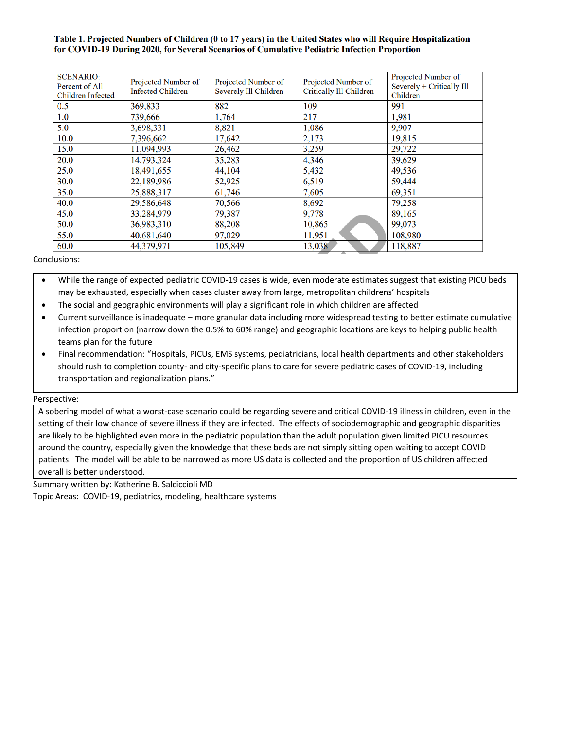**Table 1. Projected Numbers of Children (0 to 17 years) in the United States who will Require Hospitalization for COVID-19 During 2020, for Several Scenarios of Cumulative Pediatric Infection Proportion**

| SCENARIO: Percent of All Children Infected | Projected Number of Infected Children | Projected Number of Severely Ill Children | Projected Number of Critically Ill Children | Projected Number of Severly + Critically Ill Children |
|---|---|---|---|---|
| 0.5 | 369,833 | 882 | 109 | 991 |
| 1.0 | 739,666 | 1,764 | 217 | 1,981 |
| 5.0 | 3,698,331 | 8,821 | 1,086 | 9,907 |
| 10.0 | 7,396,662 | 17,642 | 2,173 | 19,815 |
| 15.0 | 11,094,993 | 26,462 | 3,259 | 29,722 |
| 20.0 | 14,793,324 | 35,283 | 4,346 | 39,629 |
| 25.0 | 18,491,655 | 44,104 | 5,432 | 49,536 |
| 30.0 | 22,189,986 | 52,925 | 6,519 | 59,444 |
| 35.0 | 25,888,317 | 61,746 | 7,605 | 69,351 |
| 40.0 | 29,586,648 | 70,566 | 8,692 | 79,258 |
| 45.0 | 33,284,979 | 79,387 | 9,778 | 89,165 |
| 50.0 | 36,983,310 | 88,208 | 10,865 | 99,073 |
| 55.0 | 40,681,640 | 97,029 | 11,951 | 108,980 |
| 60.0 | 44,379,971 | 105,849 | 13,038 | 118,887 |

Conclusions:

- While the range of expected pediatric COVID-19 cases is wide, even moderate estimates suggest that existing PICU beds may be exhausted, especially when cases cluster away from large, metropolitan childrens' hospitals
- The social and geographic environments will play a significant role in which children are affected
- Current surveillance is inadequate – more granular data including more widespread testing to better estimate cumulative infection proportion (narrow down the 0.5% to 60% range) and geographic locations are keys to helping public health teams plan for the future
- Final recommendation: "Hospitals, PICUs, EMS systems, pediatricians, local health departments and other stakeholders should rush to completion county- and city-specific plans to care for severe pediatric cases of COVID-19, including transportation and regionalization plans."

Perspective:

A sobering model of what a worst-case scenario could be regarding severe and critical COVID-19 illness in children, even in the setting of their low chance of severe illness if they are infected. The effects of sociodemographic and geographic disparities are likely to be highlighted even more in the pediatric population than the adult population given limited PICU resources around the country, especially given the knowledge that these beds are not simply sitting open waiting to accept COVID patients. The model will be able to be narrowed as more US data is collected and the proportion of US children affected overall is better understood.

Summary written by: Katherine B. Salciccioli MD

Topic Areas: COVID-19, pediatrics, modeling, healthcare systems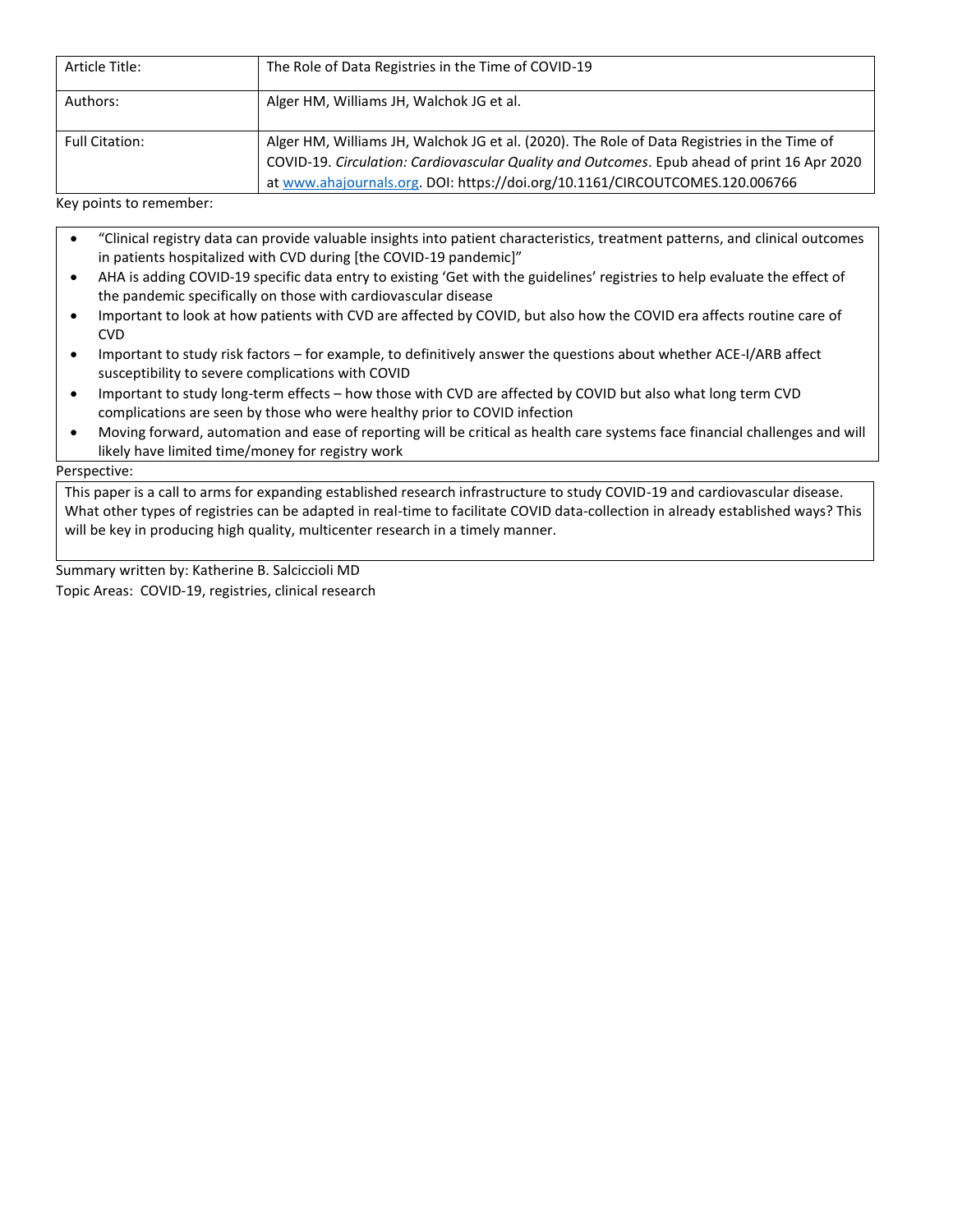| | |
|---|---|
| Article Title: | The Role of Data Registries in the Time of COVID-19 |
| Authors: | Alger HM, Williams JH, Walchok JG et al. |
| Full Citation: | Alger HM, Williams JH, Walchok JG et al. (2020). The Role of Data Registries in the Time of COVID-19. *Circulation: Cardiovascular Quality and Outcomes*. Epub ahead of print 16 Apr 2020 at www.ahajournals.org. DOI: https://doi.org/10.1161/CIRCOUTCOMES.120.006766 |

Key points to remember:

- "Clinical registry data can provide valuable insights into patient characteristics, treatment patterns, and clinical outcomes in patients hospitalized with CVD during [the COVID-19 pandemic]"
- AHA is adding COVID-19 specific data entry to existing 'Get with the guidelines' registries to help evaluate the effect of the pandemic specifically on those with cardiovascular disease
- Important to look at how patients with CVD are affected by COVID, but also how the COVID era affects routine care of CVD
- Important to study risk factors – for example, to definitively answer the questions about whether ACE-I/ARB affect susceptibility to severe complications with COVID
- Important to study long-term effects – how those with CVD are affected by COVID but also what long term CVD complications are seen by those who were healthy prior to COVID infection
- Moving forward, automation and ease of reporting will be critical as health care systems face financial challenges and will likely have limited time/money for registry work

Perspective:

This paper is a call to arms for expanding established research infrastructure to study COVID-19 and cardiovascular disease. What other types of registries can be adapted in real-time to facilitate COVID data-collection in already established ways? This will be key in producing high quality, multicenter research in a timely manner.

Summary written by: Katherine B. Salciccioli MD

Topic Areas: COVID-19, registries, clinical research